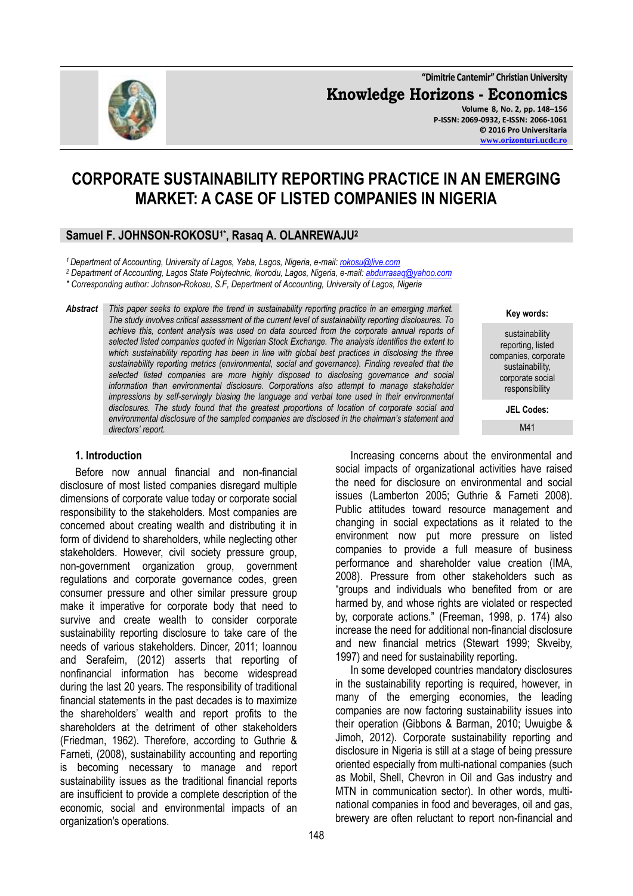"Dimitrie Cantemir" Christian University

**Knowledge Horizons - Economics**

Volume 8, No. 2, pp. 148–156
P-ISSN: 2069-0932, E-ISSN: 2066-1061
© 2016 Pro Universitaria
www.orizonturi.ucdc.ro

# CORPORATE SUSTAINABILITY REPORTING PRACTICE IN AN EMERGING MARKET: A CASE OF LISTED COMPANIES IN NIGERIA

**Samuel F. JOHNSON-ROKOSU[1*], Rasaq A. OLANREWAJU[2]**

*[1] Department of Accounting, University of Lagos, Yaba, Lagos, Nigeria, e-mail: rokosu@live.com*
*[2] Department of Accounting, Lagos State Polytechnic, Ikorodu, Lagos, Nigeria, e-mail: abdurrasaq@yahoo.com*
*\* Corresponding author: Johnson-Rokosu, S.F, Department of Accounting, University of Lagos, Nigeria*

***Abstract*** *This paper seeks to explore the trend in sustainability reporting practice in an emerging market. The study involves critical assessment of the current level of sustainability reporting disclosures. To achieve this, content analysis was used on data sourced from the corporate annual reports of selected listed companies quoted in Nigerian Stock Exchange. The analysis identifies the extent to which sustainability reporting has been in line with global best practices in disclosing the three sustainability reporting metrics (environmental, social and governance). Finding revealed that the selected listed companies are more highly disposed to disclosing governance and social information than environmental disclosure. Corporations also attempt to manage stakeholder impressions by self-servingly biasing the language and verbal tone used in their environmental disclosures. The study found that the greatest proportions of location of corporate social and environmental disclosure of the sampled companies are disclosed in the chairman's statement and directors' report.*

**Key words:** sustainability reporting, listed companies, corporate sustainability, corporate social responsibility

**JEL Codes:** M41

## 1. Introduction

Before now annual financial and non-financial disclosure of most listed companies disregard multiple dimensions of corporate value today or corporate social responsibility to the stakeholders. Most companies are concerned about creating wealth and distributing it in form of dividend to shareholders, while neglecting other stakeholders. However, civil society pressure group, non-government organization group, government regulations and corporate governance codes, green consumer pressure and other similar pressure group make it imperative for corporate body that need to survive and create wealth to consider corporate sustainability reporting disclosure to take care of the needs of various stakeholders. Dincer, 2011; Ioannou and Serafeim, (2012) asserts that reporting of nonfinancial information has become widespread during the last 20 years. The responsibility of traditional financial statements in the past decades is to maximize the shareholders' wealth and report profits to the shareholders at the detriment of other stakeholders (Friedman, 1962). Therefore, according to Guthrie & Farneti, (2008), sustainability accounting and reporting is becoming necessary to manage and report sustainability issues as the traditional financial reports are insufficient to provide a complete description of the economic, social and environmental impacts of an organization's operations.

Increasing concerns about the environmental and social impacts of organizational activities have raised the need for disclosure on environmental and social issues (Lamberton 2005; Guthrie & Farneti 2008). Public attitudes toward resource management and changing in social expectations as it related to the environment now put more pressure on listed companies to provide a full measure of business performance and shareholder value creation (IMA, 2008). Pressure from other stakeholders such as "groups and individuals who benefited from or are harmed by, and whose rights are violated or respected by, corporate actions." (Freeman, 1998, p. 174) also increase the need for additional non-financial disclosure and new financial metrics (Stewart 1999; Skveiby, 1997) and need for sustainability reporting.

In some developed countries mandatory disclosures in the sustainability reporting is required, however, in many of the emerging economies, the leading companies are now factoring sustainability issues into their operation (Gibbons & Barman, 2010; Uwuigbe & Jimoh, 2012). Corporate sustainability reporting and disclosure in Nigeria is still at a stage of being pressure oriented especially from multi-national companies (such as Mobil, Shell, Chevron in Oil and Gas industry and MTN in communication sector). In other words, multi-national companies in food and beverages, oil and gas, brewery are often reluctant to report non-financial and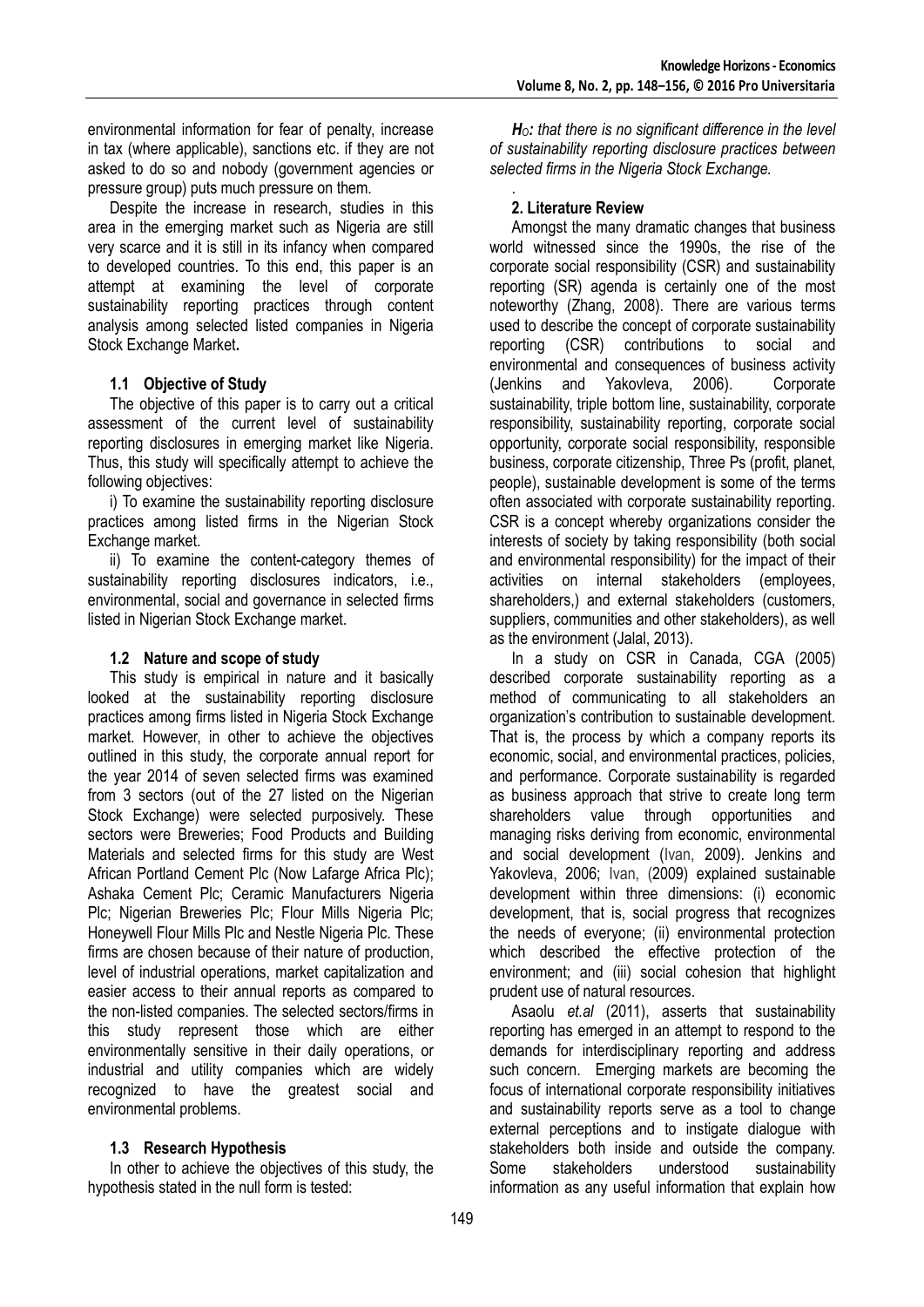environmental information for fear of penalty, increase in tax (where applicable), sanctions etc. if they are not asked to do so and nobody (government agencies or pressure group) puts much pressure on them.

Despite the increase in research, studies in this area in the emerging market such as Nigeria are still very scarce and it is still in its infancy when compared to developed countries. To this end, this paper is an attempt at examining the level of corporate sustainability reporting practices through content analysis among selected listed companies in Nigeria Stock Exchange Market**.**

### 1.1 Objective of Study

The objective of this paper is to carry out a critical assessment of the current level of sustainability reporting disclosures in emerging market like Nigeria. Thus, this study will specifically attempt to achieve the following objectives:

i) To examine the sustainability reporting disclosure practices among listed firms in the Nigerian Stock Exchange market.

ii) To examine the content-category themes of sustainability reporting disclosures indicators, i.e., environmental, social and governance in selected firms listed in Nigerian Stock Exchange market.

### 1.2 Nature and scope of study

This study is empirical in nature and it basically looked at the sustainability reporting disclosure practices among firms listed in Nigeria Stock Exchange market. However, in other to achieve the objectives outlined in this study, the corporate annual report for the year 2014 of seven selected firms was examined from 3 sectors (out of the 27 listed on the Nigerian Stock Exchange) were selected purposively. These sectors were Breweries; Food Products and Building Materials and selected firms for this study are West African Portland Cement Plc (Now Lafarge Africa Plc); Ashaka Cement Plc; Ceramic Manufacturers Nigeria Plc; Nigerian Breweries Plc; Flour Mills Nigeria Plc; Honeywell Flour Mills Plc and Nestle Nigeria Plc. These firms are chosen because of their nature of production, level of industrial operations, market capitalization and easier access to their annual reports as compared to the non-listed companies. The selected sectors/firms in this study represent those which are either environmentally sensitive in their daily operations, or industrial and utility companies which are widely recognized to have the greatest social and environmental problems.

### 1.3 Research Hypothesis

In other to achieve the objectives of this study, the hypothesis stated in the null form is tested:

***$H_O$: that there is no significant difference in the level of sustainability reporting disclosure practices between selected firms in the Nigeria Stock Exchange.***

## 2. Literature Review

Amongst the many dramatic changes that business world witnessed since the 1990s, the rise of the corporate social responsibility (CSR) and sustainability reporting (SR) agenda is certainly one of the most noteworthy (Zhang, 2008). There are various terms used to describe the concept of corporate sustainability reporting (CSR) contributions to social and environmental and consequences of business activity (Jenkins and Yakovleva, 2006). Corporate sustainability, triple bottom line, sustainability, corporate responsibility, sustainability reporting, corporate social opportunity, corporate social responsibility, responsible business, corporate citizenship, Three Ps (profit, planet, people), sustainable development is some of the terms often associated with corporate sustainability reporting. CSR is a concept whereby organizations consider the interests of society by taking responsibility (both social and environmental responsibility) for the impact of their activities on internal stakeholders (employees, shareholders,) and external stakeholders (customers, suppliers, communities and other stakeholders), as well as the environment (Jalal, 2013).

In a study on CSR in Canada, CGA (2005) described corporate sustainability reporting as a method of communicating to all stakeholders an organization's contribution to sustainable development. That is, the process by which a company reports its economic, social, and environmental practices, policies, and performance. Corporate sustainability is regarded as business approach that strive to create long term shareholders value through opportunities and managing risks deriving from economic, environmental and social development (Ivan, 2009). Jenkins and Yakovleva, 2006; Ivan, (2009) explained sustainable development within three dimensions: (i) economic development, that is, social progress that recognizes the needs of everyone; (ii) environmental protection which described the effective protection of the environment; and (iii) social cohesion that highlight prudent use of natural resources.

Asaolu *et.al* (2011), asserts that sustainability reporting has emerged in an attempt to respond to the demands for interdisciplinary reporting and address such concern. Emerging markets are becoming the focus of international corporate responsibility initiatives and sustainability reports serve as a tool to change external perceptions and to instigate dialogue with stakeholders both inside and outside the company. Some stakeholders understood sustainability information as any useful information that explain how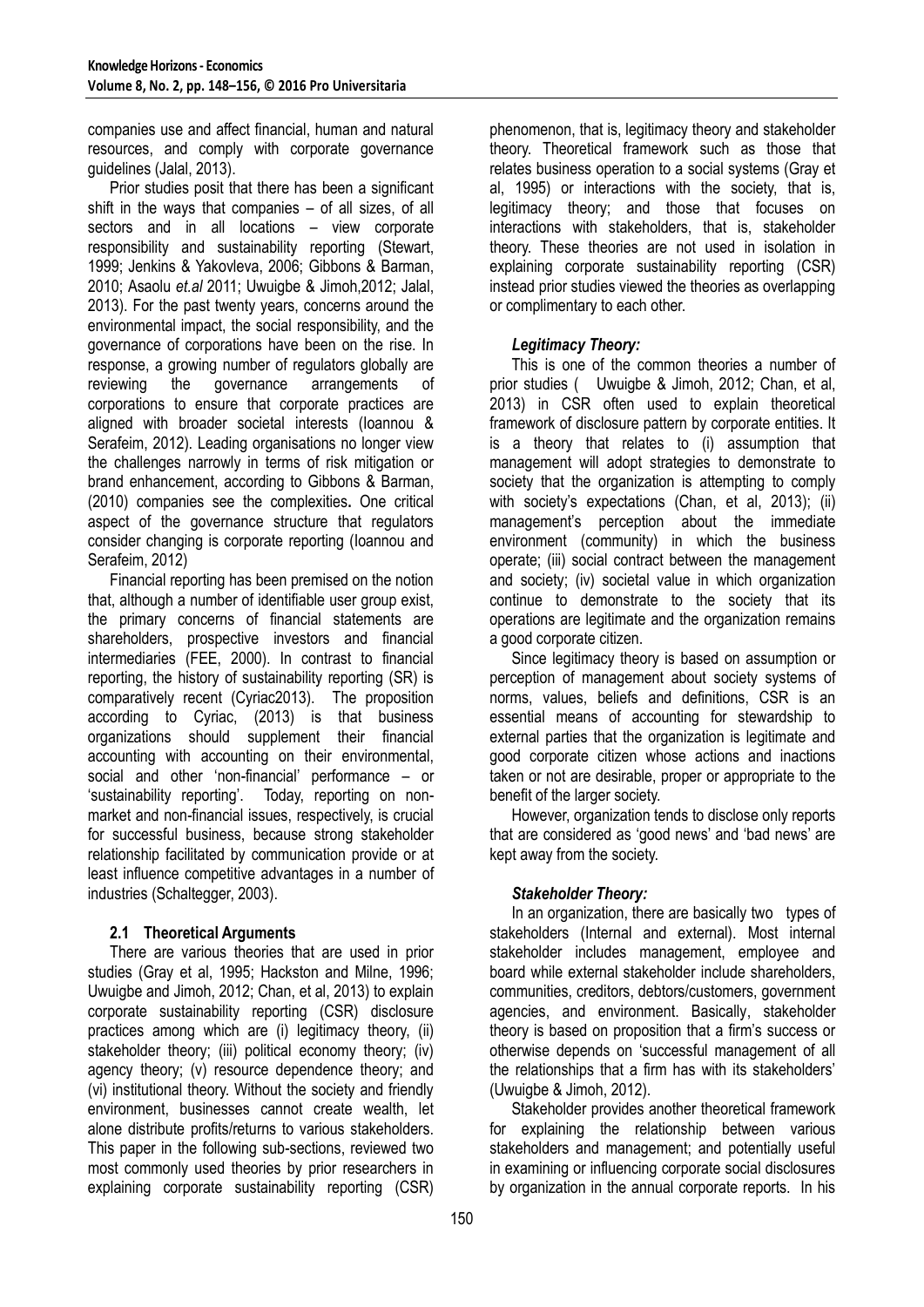companies use and affect financial, human and natural resources, and comply with corporate governance guidelines (Jalal, 2013).

Prior studies posit that there has been a significant shift in the ways that companies – of all sizes, of all sectors and in all locations – view corporate responsibility and sustainability reporting (Stewart, 1999; Jenkins & Yakovleva, 2006; Gibbons & Barman, 2010; Asaolu *et.al* 2011; Uwuigbe & Jimoh,2012; Jalal, 2013). For the past twenty years, concerns around the environmental impact, the social responsibility, and the governance of corporations have been on the rise. In response, a growing number of regulators globally are reviewing the governance arrangements of corporations to ensure that corporate practices are aligned with broader societal interests (Ioannou & Serafeim, 2012). Leading organisations no longer view the challenges narrowly in terms of risk mitigation or brand enhancement, according to Gibbons & Barman, (2010) companies see the complexities**.** One critical aspect of the governance structure that regulators consider changing is corporate reporting (Ioannou and Serafeim, 2012)

Financial reporting has been premised on the notion that, although a number of identifiable user group exist, the primary concerns of financial statements are shareholders, prospective investors and financial intermediaries (FEE, 2000). In contrast to financial reporting, the history of sustainability reporting (SR) is comparatively recent (Cyriac2013). The proposition according to Cyriac, (2013) is that business organizations should supplement their financial accounting with accounting on their environmental, social and other 'non-financial' performance – or 'sustainability reporting'. Today, reporting on non-market and non-financial issues, respectively, is crucial for successful business, because strong stakeholder relationship facilitated by communication provide or at least influence competitive advantages in a number of industries (Schaltegger, 2003).

### 2.1 Theoretical Arguments

There are various theories that are used in prior studies (Gray et al, 1995; Hackston and Milne, 1996; Uwuigbe and Jimoh, 2012; Chan, et al, 2013) to explain corporate sustainability reporting (CSR) disclosure practices among which are (i) legitimacy theory, (ii) stakeholder theory; (iii) political economy theory; (iv) agency theory; (v) resource dependence theory; and (vi) institutional theory. Without the society and friendly environment, businesses cannot create wealth, let alone distribute profits/returns to various stakeholders. This paper in the following sub-sections, reviewed two most commonly used theories by prior researchers in explaining corporate sustainability reporting (CSR) phenomenon, that is, legitimacy theory and stakeholder theory. Theoretical framework such as those that relates business operation to a social systems (Gray et al, 1995) or interactions with the society, that is, legitimacy theory; and those that focuses on interactions with stakeholders, that is, stakeholder theory. These theories are not used in isolation in explaining corporate sustainability reporting (CSR) instead prior studies viewed the theories as overlapping or complimentary to each other.

#### *Legitimacy Theory:*

This is one of the common theories a number of prior studies ( Uwuigbe & Jimoh, 2012; Chan, et al, 2013) in CSR often used to explain theoretical framework of disclosure pattern by corporate entities. It is a theory that relates to (i) assumption that management will adopt strategies to demonstrate to society that the organization is attempting to comply with society's expectations (Chan, et al, 2013); (ii) management's perception about the immediate environment (community) in which the business operate; (iii) social contract between the management and society; (iv) societal value in which organization continue to demonstrate to the society that its operations are legitimate and the organization remains a good corporate citizen.

Since legitimacy theory is based on assumption or perception of management about society systems of norms, values, beliefs and definitions, CSR is an essential means of accounting for stewardship to external parties that the organization is legitimate and good corporate citizen whose actions and inactions taken or not are desirable, proper or appropriate to the benefit of the larger society.

However, organization tends to disclose only reports that are considered as 'good news' and 'bad news' are kept away from the society.

#### *Stakeholder Theory:*

In an organization, there are basically two types of stakeholders (Internal and external). Most internal stakeholder includes management, employee and board while external stakeholder include shareholders, communities, creditors, debtors/customers, government agencies, and environment. Basically, stakeholder theory is based on proposition that a firm's success or otherwise depends on 'successful management of all the relationships that a firm has with its stakeholders' (Uwuigbe & Jimoh, 2012).

Stakeholder provides another theoretical framework for explaining the relationship between various stakeholders and management; and potentially useful in examining or influencing corporate social disclosures by organization in the annual corporate reports. In his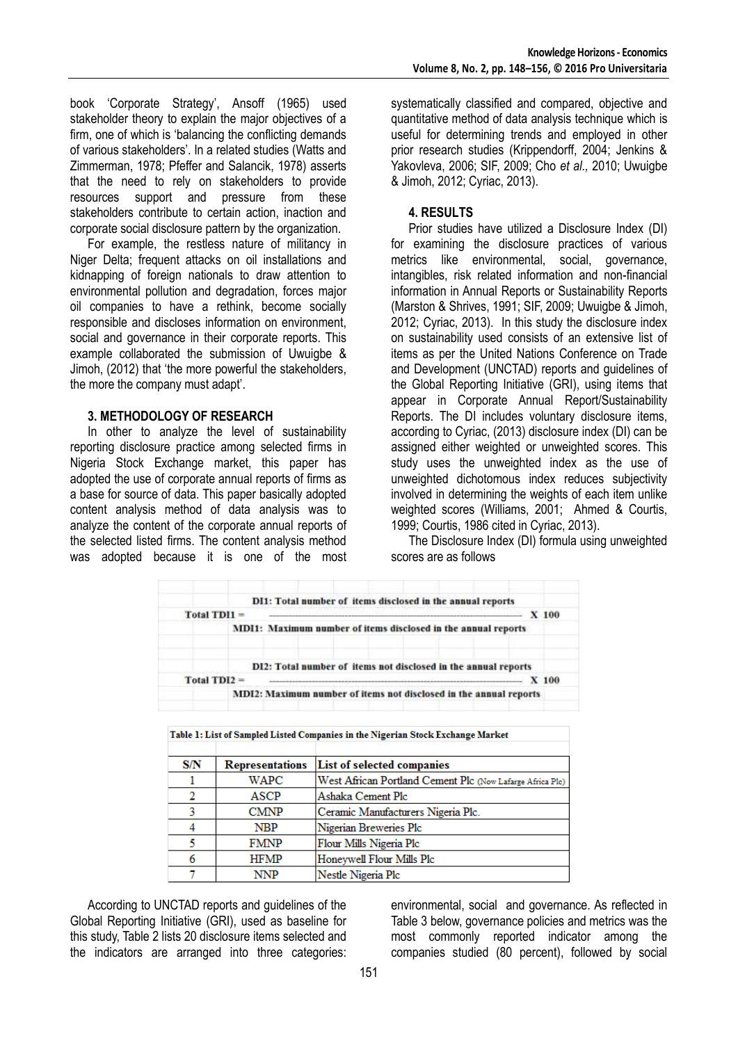book 'Corporate Strategy', Ansoff (1965) used stakeholder theory to explain the major objectives of a firm, one of which is 'balancing the conflicting demands of various stakeholders'. In a related studies (Watts and Zimmerman, 1978; Pfeffer and Salancik, 1978) asserts that the need to rely on stakeholders to provide resources support and pressure from these stakeholders contribute to certain action, inaction and corporate social disclosure pattern by the organization.

For example, the restless nature of militancy in Niger Delta; frequent attacks on oil installations and kidnapping of foreign nationals to draw attention to environmental pollution and degradation, forces major oil companies to have a rethink, become socially responsible and discloses information on environment, social and governance in their corporate reports. This example collaborated the submission of Uwuigbe & Jimoh, (2012) that 'the more powerful the stakeholders, the more the company must adapt'.

## 3. METHODOLOGY OF RESEARCH

In other to analyze the level of sustainability reporting disclosure practice among selected firms in Nigeria Stock Exchange market, this paper has adopted the use of corporate annual reports of firms as a base for source of data. This paper basically adopted content analysis method of data analysis was to analyze the content of the corporate annual reports of the selected listed firms. The content analysis method was adopted because it is one of the most systematically classified and compared, objective and quantitative method of data analysis technique which is useful for determining trends and employed in other prior research studies (Krippendorff, 2004; Jenkins & Yakovleva, 2006; SIF, 2009; Cho *et al.,* 2010; Uwuigbe & Jimoh, 2012; Cyriac, 2013).

## 4. RESULTS

Prior studies have utilized a Disclosure Index (DI) for examining the disclosure practices of various metrics like environmental, social, governance, intangibles, risk related information and non-financial information in Annual Reports or Sustainability Reports (Marston & Shrives, 1991; SIF, 2009; Uwuigbe & Jimoh, 2012; Cyriac, 2013). In this study the disclosure index on sustainability used consists of an extensive list of items as per the United Nations Conference on Trade and Development (UNCTAD) reports and guidelines of the Global Reporting Initiative (GRI), using items that appear in Corporate Annual Report/Sustainability Reports. The DI includes voluntary disclosure items, according to Cyriac, (2013) disclosure index (DI) can be assigned either weighted or unweighted scores. This study uses the unweighted index as the use of unweighted dichotomous index reduces subjectivity involved in determining the weights of each item unlike weighted scores (Williams, 2001; Ahmed & Courtis, 1999; Courtis, 1986 cited in Cyriac, 2013).

The Disclosure Index (DI) formula using unweighted scores are as follows

$$\text{Total TDI1} = \frac{\text{DI1: Total number of items disclosed in the annual reports}}{\text{MDI1: Maximum number of items disclosed in the annual reports}} \times 100$$

$$\text{Total TDI2} = \frac{\text{DI2: Total number of items not disclosed in the annual reports}}{\text{MDI2: Maximum number of items not disclosed in the annual reports}} \times 100$$

**Table 1: List of Sampled Listed Companies in the Nigerian Stock Exchange Market**

| S/N | Representations | List of selected companies |
|---|---|---|
| 1 | WAPC | West African Portland Cement Plc (Now Lafarge Africa Plc) |
| 2 | ASCP | Ashaka Cement Plc |
| 3 | CMNP | Ceramic Manufacturers Nigeria Plc. |
| 4 | NBP | Nigerian Breweries Plc |
| 5 | FMNP | Flour Mills Nigeria Plc |
| 6 | HFMP | Honeywell Flour Mills Plc |
| 7 | NNP | Nestle Nigeria Plc |

According to UNCTAD reports and guidelines of the Global Reporting Initiative (GRI), used as baseline for this study, Table 2 lists 20 disclosure items selected and the indicators are arranged into three categories: environmental, social and governance. As reflected in Table 3 below, governance policies and metrics was the most commonly reported indicator among the companies studied (80 percent), followed by social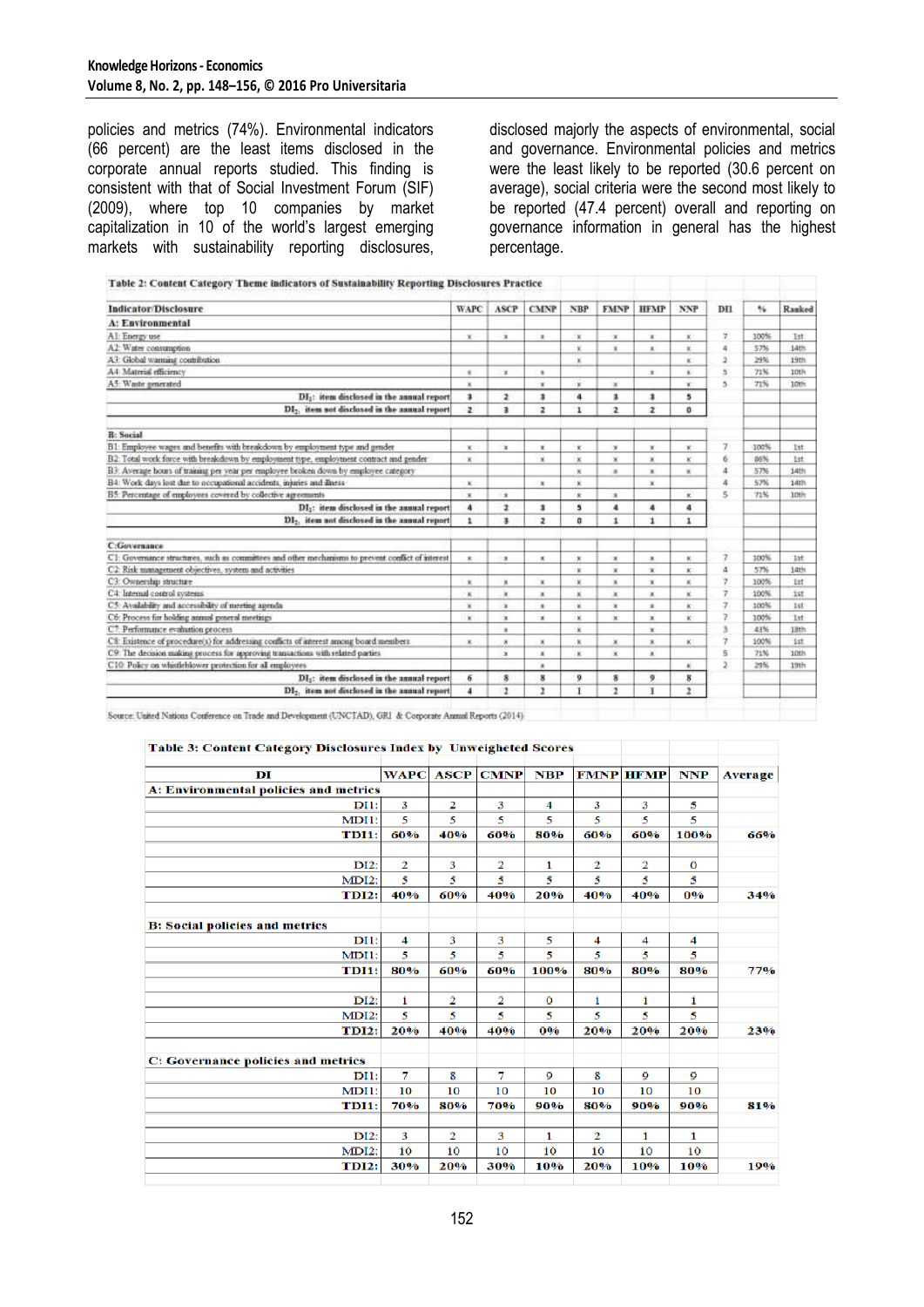policies and metrics (74%). Environmental indicators (66 percent) are the least items disclosed in the corporate annual reports studied. This finding is consistent with that of Social Investment Forum (SIF) (2009), where top 10 companies by market capitalization in 10 of the world's largest emerging markets with sustainability reporting disclosures, disclosed majorly the aspects of environmental, social and governance. Environmental policies and metrics were the least likely to be reported (30.6 percent on average), social criteria were the second most likely to be reported (47.4 percent) overall and reporting on governance information in general has the highest percentage.

**Table 2: Content Category Theme indicators of Sustainability Reporting Disclosures Practice**

| Indicator/Disclosure | WAPC | ASCP | CMNP | NBP | FMNP | HFMP | NNP | DI1 | % | Ranked |
|---|---|---|---|---|---|---|---|---|---|---|
| **A: Environmental** | | | | | | | | | | |
| A1: Energy use | x | x | x | x | x | x | x | 7 | 100% | 1st |
| A2: Water consumption | | | | x | x | x | x | 4 | 57% | 14th |
| A3: Global warming contribution | | | | x | | | x | 2 | 29% | 19th |
| A4: Material efficiency | x | x | x | | | x | x | 5 | 71% | 10th |
| A5: Waste generated | x | | x | x | x | | x | 5 | 71% | 10th |
| $DI_1$: item disclosed in the annual report | 3 | 2 | 3 | 4 | 3 | 3 | 5 | | | |
| $DI_2$: item not disclosed in the annual report | 2 | 3 | 2 | 1 | 2 | 2 | 0 | | | |
| **B: Social** | | | | | | | | | | |
| B1: Employee wages and benefits with breakdown by employment type and gender | x | x | x | x | x | x | x | 7 | 100% | 1st |
| B2: Total work force with breakdown by employment type, employment contract and gender | x | | x | x | x | x | x | 6 | 86% | 1st |
| B3: Average hours of training per year per employee broken down by employee category | | | | x | x | x | x | 4 | 57% | 14th |
| B4: Work days lost due to occupational accidents, injuries and illness | x | | x | x | | x | | 4 | 57% | 14th |
| B5: Percentage of employees covered by collective agreements | x | x | | x | x | | x | 5 | 71% | 10th |
| $DI_1$: item disclosed in the annual report | 4 | 2 | 3 | 5 | 4 | 4 | 4 | | | |
| $DI_2$: item not disclosed in the annual report | 1 | 3 | 2 | 0 | 1 | 1 | 1 | | | |
| **C: Governance** | | | | | | | | | | |
| C1: Governance structures, such as committees and other mechanisms to prevent conflict of interest | x | x | x | x | x | x | x | 7 | 100% | 1st |
| C2: Risk management objectives, system and activities | | | | x | x | x | x | 4 | 57% | 14th |
| C3: Ownership structure | x | x | x | x | x | x | x | 7 | 100% | 1st |
| C4: Internal control systems | x | x | x | x | x | x | x | 7 | 100% | 1st |
| C5: Availability and accessibility of meeting agenda | x | x | x | x | x | x | x | 7 | 100% | 1st |
| C6: Process for holding annual general meetings | x | x | x | x | x | x | x | 7 | 100% | 1st |
| C7: Performance evaluation process | | x | | x | | x | | 3 | 43% | 18th |
| C8: Existence of procedure(s) for addressing conflicts of interest among board members | x | x | x | x | x | x | x | 7 | 100% | 1st |
| C9: The decision making process for approving transactions with related parties | | x | x | x | x | x | | 5 | 71% | 10th |
| C10: Policy on whistleblower protection for all employees | | | x | | | | x | 2 | 29% | 19th |
| $DI_1$: item disclosed in the annual report | 6 | 8 | 8 | 9 | 8 | 9 | 8 | | | |
| $DI_2$: item not disclosed in the annual report | 4 | 2 | 2 | 1 | 2 | 1 | 2 | | | |

Source: United Nations Conference on Trade and Development (UNCTAD), GRI & Corporate Annual Reports (2014)

**Table 3: Content Category Disclosures Index by Unweighted Scores**

| DI | WAPC | ASCP | CMNP | NBP | FMNP | HFMP | NNP | Average |
|---|---|---|---|---|---|---|---|---|
| **A: Environmental policies and metrics** | | | | | | | | |
| DI1: | 3 | 2 | 3 | 4 | 3 | 3 | 5 | |
| MDI1: | 5 | 5 | 5 | 5 | 5 | 5 | 5 | |
| **TDI1:** | **60%** | **40%** | **60%** | **80%** | **60%** | **60%** | **100%** | **66%** |
| DI2: | 2 | 3 | 2 | 1 | 2 | 2 | 0 | |
| MDI2: | 5 | 5 | 5 | 5 | 5 | 5 | 5 | |
| **TDI2:** | **40%** | **60%** | **40%** | **20%** | **40%** | **40%** | **0%** | **34%** |
| **B: Social policies and metrics** | | | | | | | | |
| DI1: | 4 | 3 | 3 | 5 | 4 | 4 | 4 | |
| MDI1: | 5 | 5 | 5 | 5 | 5 | 5 | 5 | |
| **TDI1:** | **80%** | **60%** | **60%** | **100%** | **80%** | **80%** | **80%** | **77%** |
| DI2: | 1 | 2 | 2 | 0 | 1 | 1 | 1 | |
| MDI2: | 5 | 5 | 5 | 5 | 5 | 5 | 5 | |
| **TDI2:** | **20%** | **40%** | **40%** | **0%** | **20%** | **20%** | **20%** | **23%** |
| **C: Governance policies and metrics** | | | | | | | | |
| DI1: | 7 | 8 | 7 | 9 | 8 | 9 | 9 | |
| MDI1: | 10 | 10 | 10 | 10 | 10 | 10 | 10 | |
| **TDI1:** | **70%** | **80%** | **70%** | **90%** | **80%** | **90%** | **90%** | **81%** |
| DI2: | 3 | 2 | 3 | 1 | 2 | 1 | 1 | |
| MDI2: | 10 | 10 | 10 | 10 | 10 | 10 | 10 | |
| **TDI2:** | **30%** | **20%** | **30%** | **10%** | **20%** | **10%** | **10%** | **19%** |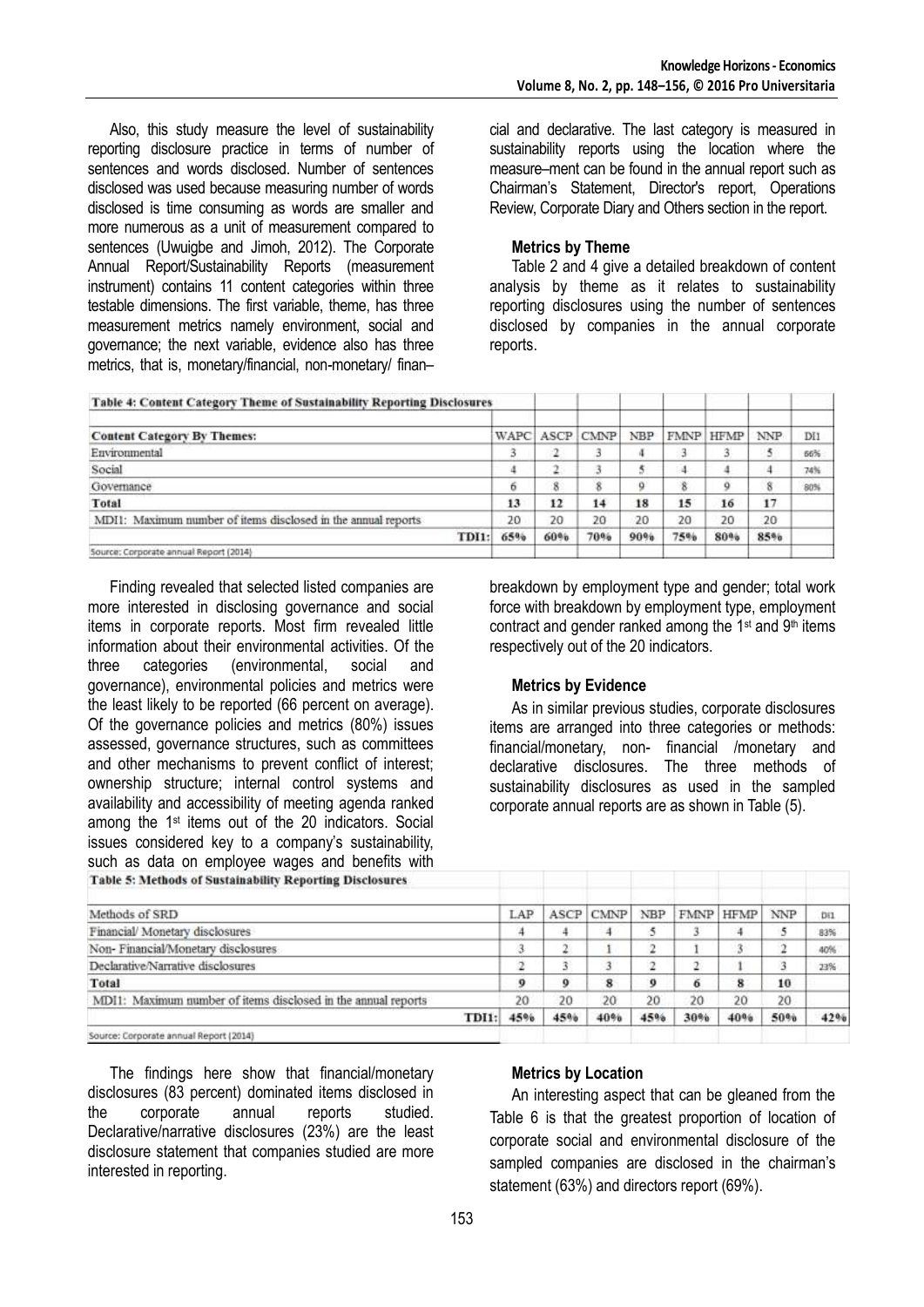Also, this study measure the level of sustainability reporting disclosure practice in terms of number of sentences and words disclosed. Number of sentences disclosed was used because measuring number of words disclosed is time consuming as words are smaller and more numerous as a unit of measurement compared to sentences (Uwuigbe and Jimoh, 2012). The Corporate Annual Report/Sustainability Reports (measurement instrument) contains 11 content categories within three testable dimensions. The first variable, theme, has three measurement metrics namely environment, social and governance; the next variable, evidence also has three metrics, that is, monetary/financial, non-monetary/ financial and declarative. The last category is measured in sustainability reports using the location where the measure–ment can be found in the annual report such as Chairman's Statement, Director's report, Operations Review, Corporate Diary and Others section in the report.

#### Metrics by Theme

Table 2 and 4 give a detailed breakdown of content analysis by theme as it relates to sustainability reporting disclosures using the number of sentences disclosed by companies in the annual corporate reports.

**Table 4: Content Category Theme of Sustainability Reporting Disclosures**

| Content Category By Themes: | WAPC | ASCP | CMNP | NBP | FMNP | HFMP | NNP | DI1 |
|---|---|---|---|---|---|---|---|---|
| Environmental | 3 | 2 | 3 | 4 | 3 | 3 | 5 | 66% |
| Social | 4 | 2 | 3 | 5 | 4 | 4 | 4 | 74% |
| Governance | 6 | 8 | 8 | 9 | 8 | 9 | 8 | 80% |
| **Total** | **13** | **12** | **14** | **18** | **15** | **16** | **17** | |
| MDI1: Maximum number of items disclosed in the annual reports | 20 | 20 | 20 | 20 | 20 | 20 | 20 | |
| **TDI1:** | **65%** | **60%** | **70%** | **90%** | **75%** | **80%** | **85%** | |

Source: Corporate annual Report (2014)

Finding revealed that selected listed companies are more interested in disclosing governance and social items in corporate reports. Most firm revealed little information about their environmental activities. Of the three categories (environmental, social and governance), environmental policies and metrics were the least likely to be reported (66 percent on average). Of the governance policies and metrics (80%) issues assessed, governance structures, such as committees and other mechanisms to prevent conflict of interest; ownership structure; internal control systems and availability and accessibility of meeting agenda ranked among the 1st items out of the 20 indicators. Social issues considered key to a company's sustainability, such as data on employee wages and benefits with breakdown by employment type and gender; total work force with breakdown by employment type, employment contract and gender ranked among the 1st and 9th items respectively out of the 20 indicators.

#### Metrics by Evidence

As in similar previous studies, corporate disclosures items are arranged into three categories or methods: financial/monetary, non- financial /monetary and declarative disclosures. The three methods of sustainability disclosures as used in the sampled corporate annual reports are as shown in Table (5).

**Table 5: Methods of Sustainability Reporting Disclosures**

| Methods of SRD | LAP | ASCP | CMNP | NBP | FMNP | HFMP | NNP | DI1 |
|---|---|---|---|---|---|---|---|---|
| Financial/ Monetary disclosures | 4 | 4 | 4 | 5 | 3 | 4 | 5 | 83% |
| Non- Financial/Monetary disclosures | 3 | 2 | 1 | 2 | 1 | 3 | 2 | 40% |
| Declarative/Narrative disclosures | 2 | 3 | 3 | 2 | 2 | 1 | 3 | 23% |
| **Total** | **9** | **9** | **8** | **9** | **6** | **8** | **10** | |
| MDI1: Maximum number of items disclosed in the annual reports | 20 | 20 | 20 | 20 | 20 | 20 | 20 | |
| **TDI1:** | **45%** | **45%** | **40%** | **45%** | **30%** | **40%** | **50%** | **42%** |

Source: Corporate annual Report (2014)

The findings here show that financial/monetary disclosures (83 percent) dominated items disclosed in the corporate annual reports studied. Declarative/narrative disclosures (23%) are the least disclosure statement that companies studied are more interested in reporting.

#### Metrics by Location

An interesting aspect that can be gleaned from the Table 6 is that the greatest proportion of location of corporate social and environmental disclosure of the sampled companies are disclosed in the chairman's statement (63%) and directors report (69%).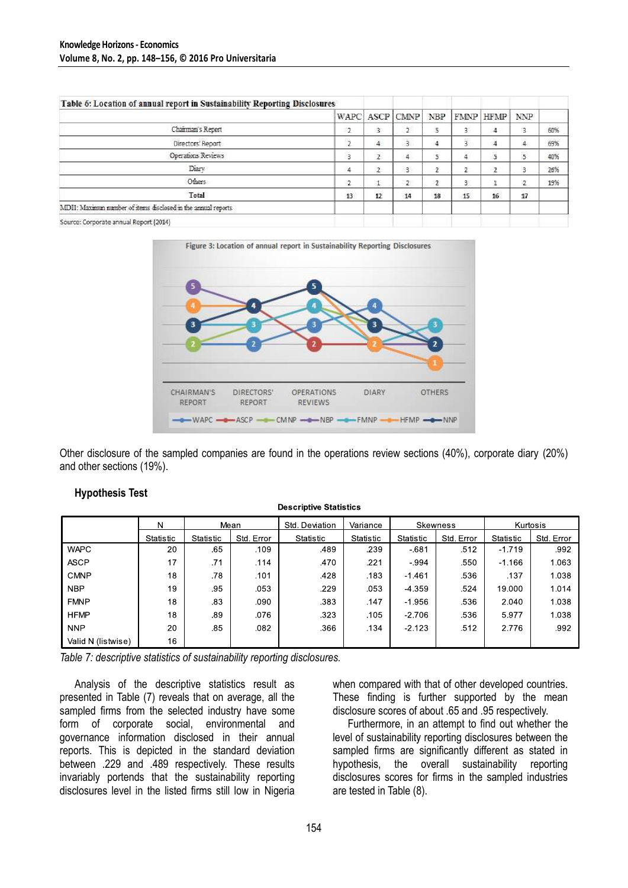| Table 6: Location of annual report in Sustainability Reporting Disclosures | WAPC | ASCP | CMNP | NBP | FMNP | HFMP | NNP | |
|---|---|---|---|---|---|---|---|---|
| Chairman's Report | 2 | 3 | 2 | 5 | 3 | 4 | 3 | 60% |
| Directors' Report | 2 | 4 | 3 | 4 | 3 | 4 | 4 | 69% |
| Operations Reviews | 3 | 2 | 4 | 5 | 4 | 5 | 5 | 40% |
| Diary | 4 | 2 | 3 | 2 | 2 | 2 | 3 | 26% |
| Others | 2 | 1 | 2 | 2 | 3 | 1 | 2 | 19% |
| **Total** | 13 | 12 | 14 | 18 | 15 | 16 | 17 | |
| MDII: Maximum number of items disclosed in the annual reports | | | | | | | | |

Source: Corporate annual Report (2014)

Figure 3: Location of annual report in Sustainability Reporting Disclosures

Other disclosure of the sampled companies are found in the operations review sections (40%), corporate diary (20%) and other sections (19%).

### Hypothesis Test

**Descriptive Statistics**

| | N | Mean | | Std. Deviation | Variance | Skewness | | Kurtosis | |
|---|---|---|---|---|---|---|---|---|---|
| | Statistic | Statistic | Std. Error | Statistic | Statistic | Statistic | Std. Error | Statistic | Std. Error |
| WAPC | 20 | .65 | .109 | .489 | .239 | -.681 | .512 | -1.719 | .992 |
| ASCP | 17 | .71 | .114 | .470 | .221 | -.994 | .550 | -1.166 | 1.063 |
| CMNP | 18 | .78 | .101 | .428 | .183 | -1.461 | .536 | .137 | 1.038 |
| NBP | 19 | .95 | .053 | .229 | .053 | -4.359 | .524 | 19.000 | 1.014 |
| FMNP | 18 | .83 | .090 | .383 | .147 | -1.956 | .536 | 2.040 | 1.038 |
| HFMP | 18 | .89 | .076 | .323 | .105 | -2.706 | .536 | 5.977 | 1.038 |
| NNP | 20 | .85 | .082 | .366 | .134 | -2.123 | .512 | 2.776 | .992 |
| Valid N (listwise) | 16 | | | | | | | | |

*Table 7: descriptive statistics of sustainability reporting disclosures.*

Analysis of the descriptive statistics result as presented in Table (7) reveals that on average, all the sampled firms from the selected industry have some form of corporate social, environmental and governance information disclosed in their annual reports. This is depicted in the standard deviation between .229 and .489 respectively. These results invariably portends that the sustainability reporting disclosures level in the listed firms still low in Nigeria when compared with that of other developed countries. These finding is further supported by the mean disclosure scores of about .65 and .95 respectively.

Furthermore, in an attempt to find out whether the level of sustainability reporting disclosures between the sampled firms are significantly different as stated in hypothesis, the overall sustainability reporting disclosures scores for firms in the sampled industries are tested in Table (8).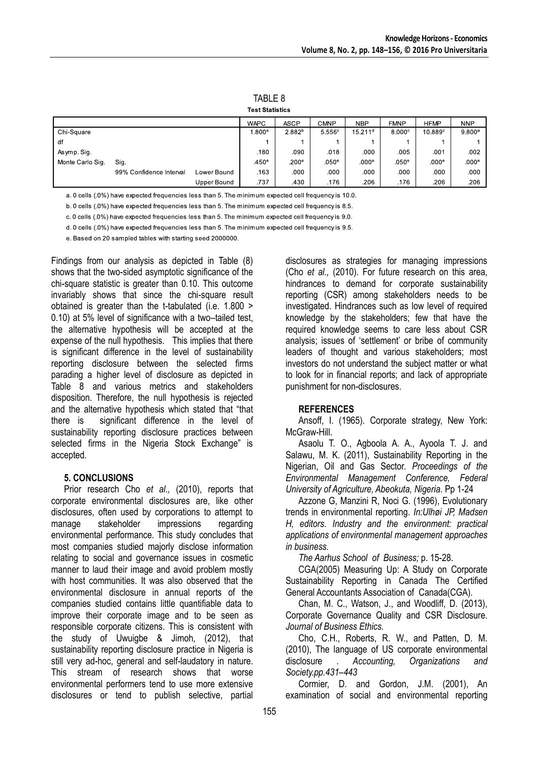TABLE 8

**Test Statistics**

| | | | WAPC | ASCP | CMNP | NBP | FMNP | HFMP | NNP |
|---|---|---|---|---|---|---|---|---|---|
| Chi-Square | | | 1.800[a] | 2.882[b] | 5.556[c] | 15.211[d] | 8.000[c] | 10.889[c] | 9.800[a] |
| df | | | 1 | 1 | 1 | 1 | 1 | 1 | 1 |
| Asymp. Sig. | | | .180 | .090 | .018 | .000 | .005 | .001 | .002 |
| Monte Carlo Sig. | Sig. | | .450[e] | .200[e] | .050[e] | .000[e] | .050[e] | .000[e] | .000[e] |
| | 99% Confidence Interval | Lower Bound | .163 | .000 | .000 | .000 | .000 | .000 | .000 |
| | | Upper Bound | .737 | .430 | .176 | .206 | .176 | .206 | .206 |

a. 0 cells (.0%) have expected frequencies less than 5. The minimum expected cell frequency is 10.0.

b. 0 cells (.0%) have expected frequencies less than 5. The minimum expected cell frequency is 8.5.

c. 0 cells (.0%) have expected frequencies less than 5. The minimum expected cell frequency is 9.0.

d. 0 cells (.0%) have expected frequencies less than 5. The minimum expected cell frequency is 9.5.

e. Based on 20 sampled tables with starting seed 2000000.

Findings from our analysis as depicted in Table (8) shows that the two-sided asymptotic significance of the chi-square statistic is greater than 0.10. This outcome invariably shows that since the chi-square result obtained is greater than the t-tabulated (i.e. 1.800 > 0.10) at 5% level of significance with a two–tailed test, the alternative hypothesis will be accepted at the expense of the null hypothesis. This implies that there is significant difference in the level of sustainability reporting disclosure between the selected firms parading a higher level of disclosure as depicted in Table 8 and various metrics and stakeholders disposition. Therefore, the null hypothesis is rejected and the alternative hypothesis which stated that "that there is significant difference in the level of sustainability reporting disclosure practices between selected firms in the Nigeria Stock Exchange" is accepted.

## 5. CONCLUSIONS

Prior research Cho *et al.,* (2010), reports that corporate environmental disclosures are, like other disclosures, often used by corporations to attempt to manage stakeholder impressions regarding environmental performance. This study concludes that most companies studied majorly disclose information relating to social and governance issues in cosmetic manner to laud their image and avoid problem mostly with host communities. It was also observed that the environmental disclosure in annual reports of the companies studied contains little quantifiable data to improve their corporate image and to be seen as responsible corporate citizens. This is consistent with the study of Uwuigbe & Jimoh, (2012), that sustainability reporting disclosure practice in Nigeria is still very ad-hoc, general and self-laudatory in nature. This stream of research shows that worse environmental performers tend to use more extensive disclosures or tend to publish selective, partial disclosures as strategies for managing impressions (Cho *et al.,* (2010). For future research on this area, hindrances to demand for corporate sustainability reporting (CSR) among stakeholders needs to be investigated. Hindrances such as low level of required knowledge by the stakeholders; few that have the required knowledge seems to care less about CSR analysis; issues of 'settlement' or bribe of community leaders of thought and various stakeholders; most investors do not understand the subject matter or what to look for in financial reports; and lack of appropriate punishment for non-disclosures.

## REFERENCES

Ansoff, I. (1965). Corporate strategy, New York: McGraw-Hill.

Asaolu T. O., Agboola A. A., Ayoola T. J. and Salawu, M. K. (2011), Sustainability Reporting in the Nigerian, Oil and Gas Sector. *Proceedings of the Environmental Management Conference, Federal University of Agriculture, Abeokuta, Nigeria*. Pp 1-24

Azzone G, Manzini R, Noci G. (1996), Evolutionary trends in environmental reporting. *In:Ulhøi JP, Madsen H, editors. Industry and the environment: practical applications of environmental management approaches in business.*

*The Aarhus School of Business;* p. 15-28.

CGA(2005) Measuring Up: A Study on Corporate Sustainability Reporting in Canada The Certified General Accountants Association of Canada(CGA).

Chan, M. C., Watson, J., and Woodliff, D. (2013), Corporate Governance Quality and CSR Disclosure. *Journal of Business Ethics.*

Cho, C.H., Roberts, R. W., and Patten, D. M. (2010), The language of US corporate environmental disclosure . *Accounting, Organizations and Society.pp.431–443*

Cormier, D. and Gordon, J.M. (2001), An examination of social and environmental reporting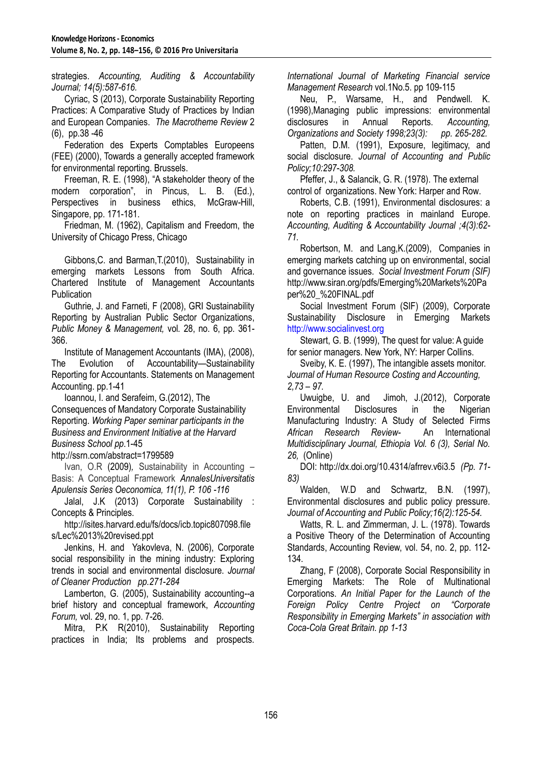strategies. *Accounting, Auditing & Accountability Journal; 14(5):587-616.*

Cyriac, S (2013), Corporate Sustainability Reporting Practices: A Comparative Study of Practices by Indian and European Companies. *The Macrotheme Review* 2 (6), pp.38 -46

Federation des Experts Comptables Europeens (FEE) (2000), Towards a generally accepted framework for environmental reporting. Brussels.

Freeman, R. E. (1998), "A stakeholder theory of the modern corporation", in Pincus, L. B. (Ed.), Perspectives in business ethics, McGraw-Hill, Singapore, pp. 171-181.

Friedman, M. (1962), Capitalism and Freedom, the University of Chicago Press, Chicago

Gibbons,C. and Barman,T.(2010), Sustainability in emerging markets Lessons from South Africa. Chartered Institute of Management Accountants Publication

Guthrie, J. and Farneti, F (2008), GRI Sustainability Reporting by Australian Public Sector Organizations, *Public Money & Management,* vol. 28, no. 6, pp. 361-366.

Institute of Management Accountants (IMA), (2008), The Evolution of Accountability—Sustainability Reporting for Accountants. Statements on Management Accounting. pp.1-41

Ioannou, I. and Serafeim, G.(2012), The Consequences of Mandatory Corporate Sustainability Reporting. *Working Paper seminar participants in the Business and Environment Initiative at the Harvard Business School pp.*1-45
http://ssrn.com/abstract=1799589

Ivan, O.R (2009), Sustainability in Accounting – Basis: A Conceptual Framework *AnnalesUniversitatis Apulensis Series Oeconomica, 11(1), P. 106 -116*

Jalal, J.K (2013) Corporate Sustainability : Concepts & Principles.

http://isites.harvard.edu/fs/docs/icb.topic807098.files/Lec%2013%20revised.ppt

Jenkins, H. and Yakovleva, N. (2006), Corporate social responsibility in the mining industry: Exploring trends in social and environmental disclosure. *Journal of Cleaner Production pp.271-284*

Lamberton, G. (2005), Sustainability accounting--a brief history and conceptual framework, *Accounting Forum,* vol. 29, no. 1, pp. 7-26.

Mitra, P.K R(2010), Sustainability Reporting practices in India; Its problems and prospects. *International Journal of Marketing Financial service Management Research* vol.1No.5. pp 109-115

Neu, P., Warsame, H., and Pendwell. K. (1998),Managing public impressions: environmental disclosures in Annual Reports. *Accounting, Organizations and Society 1998;23(3): pp. 265-282.*

Patten, D.M. (1991), Exposure, legitimacy, and social disclosure. *Journal of Accounting and Public Policy;10:297-308.*

Pfeffer, J., & Salancik, G. R. (1978). The external control of organizations. New York: Harper and Row.

Roberts, C.B. (1991), Environmental disclosures: a note on reporting practices in mainland Europe. *Accounting, Auditing & Accountability Journal ;4(3):62-71.*

Robertson, M. and Lang,K.(2009), Companies in emerging markets catching up on environmental, social and governance issues. *Social Investment Forum (SIF)* http://www.siran.org/pdfs/Emerging%20Markets%20Paper%20_%20FINAL.pdf

Social Investment Forum (SIF) (2009), Corporate Sustainability Disclosure in Emerging Markets http://www.socialinvest.org

Stewart, G. B. (1999), The quest for value: A guide for senior managers. New York, NY: Harper Collins.

Sveiby, K. E. (1997), The intangible assets monitor. *Journal of Human Resource Costing and Accounting, 2,73 – 97.*

Uwuigbe, U. and Jimoh, J.(2012), Corporate Environmental Disclosures in the Nigerian Manufacturing Industry: A Study of Selected Firms *African Research Review-* An International *Multidisciplinary Journal, Ethiopia Vol. 6 (3), Serial No. 26,* (Online)

DOI: http://dx.doi.org/10.4314/afrrev.v6i3.5 *(Pp. 71-83)*

Walden, W.D and Schwartz, B.N. (1997), Environmental disclosures and public policy pressure. *Journal of Accounting and Public Policy;16(2):125-54.*

Watts, R. L. and Zimmerman, J. L. (1978). Towards a Positive Theory of the Determination of Accounting Standards, Accounting Review, vol. 54, no. 2, pp. 112-134.

Zhang, F (2008), Corporate Social Responsibility in Emerging Markets: The Role of Multinational Corporations. *An Initial Paper for the Launch of the Foreign Policy Centre Project on "Corporate Responsibility in Emerging Markets" in association with Coca-Cola Great Britain. pp 1-13*